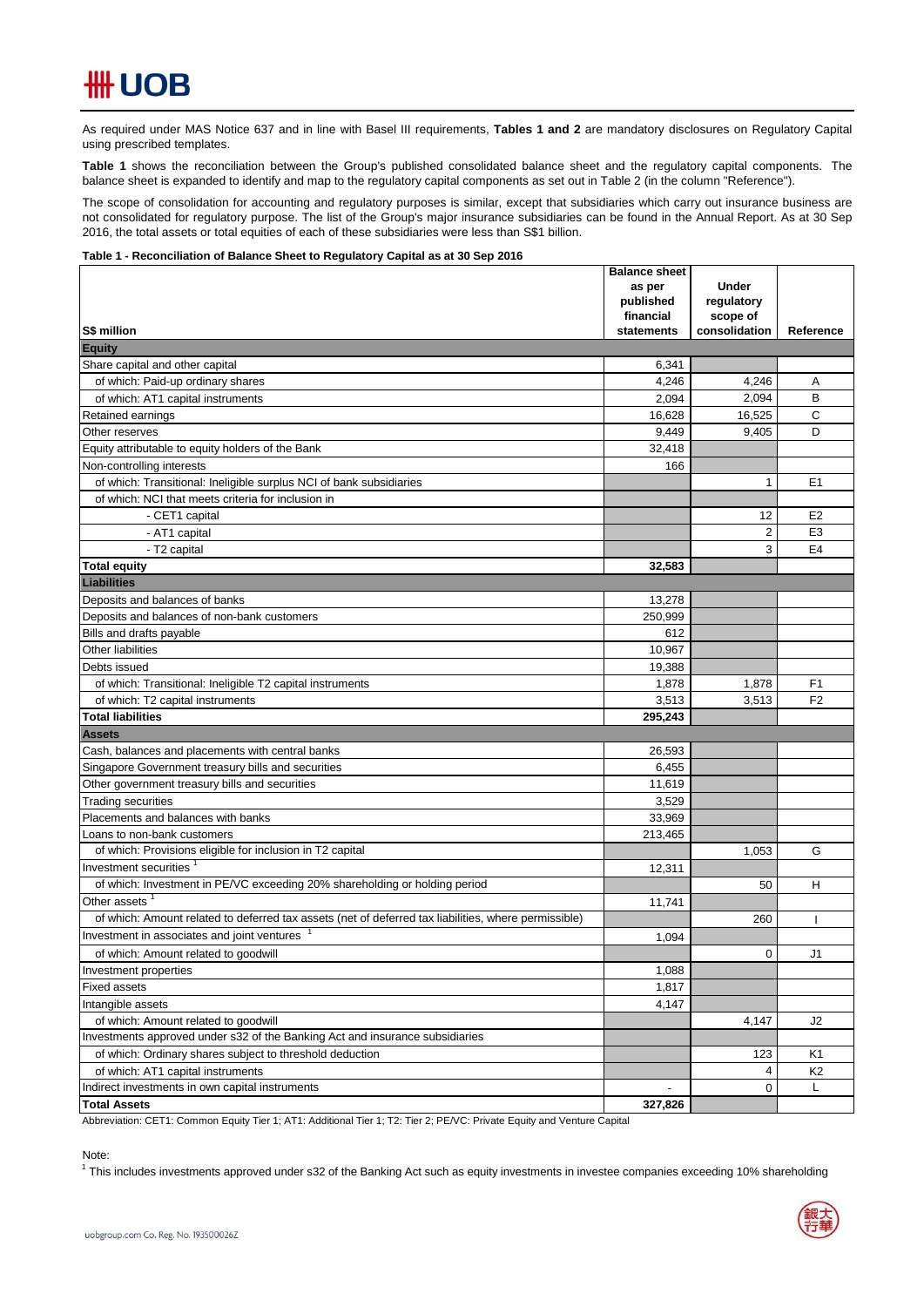# UOB

As required under MAS Notice 637 and in line with Basel III requirements, **Tables 1 and 2** are mandatory disclosures on Regulatory Capital using prescribed templates.

**Table 1** shows the reconciliation between the Group's published consolidated balance sheet and the regulatory capital components. The balance sheet is expanded to identify and map to the regulatory capital components as set out in Table 2 (in the column "Reference").

The scope of consolidation for accounting and regulatory purposes is similar, except that subsidiaries which carry out insurance business are not consolidated for regulatory purpose. The list of the Group's major insurance subsidiaries can be found in the Annual Report. As at 30 Sep 2016, the total assets or total equities of each of these subsidiaries were less than S$1 billion.

**Table 1 - Reconciliation of Balance Sheet to Regulatory Capital as at 30 Sep 2016**

| S$ million | Balance sheet as per published financial statements | Under regulatory scope of consolidation | Reference |
|---|---|---|---|
| **Equity** | | | |
| Share capital and other capital | 6,341 | | |
| of which: Paid-up ordinary shares | 4,246 | 4,246 | A |
| of which: AT1 capital instruments | 2,094 | 2,094 | B |
| Retained earnings | 16,628 | 16,525 | C |
| Other reserves | 9,449 | 9,405 | D |
| Equity attributable to equity holders of the Bank | 32,418 | | |
| Non-controlling interests | 166 | | |
| of which: Transitional: Ineligible surplus NCI of bank subsidiaries | | 1 | E1 |
| of which: NCI that meets criteria for inclusion in | | | |
| - CET1 capital | | 12 | E2 |
| - AT1 capital | | 2 | E3 |
| - T2 capital | | 3 | E4 |
| **Total equity** | **32,583** | | |
| **Liabilities** | | | |
| Deposits and balances of banks | 13,278 | | |
| Deposits and balances of non-bank customers | 250,999 | | |
| Bills and drafts payable | 612 | | |
| Other liabilities | 10,967 | | |
| Debts issued | 19,388 | | |
| of which: Transitional: Ineligible T2 capital instruments | 1,878 | 1,878 | F1 |
| of which: T2 capital instruments | 3,513 | 3,513 | F2 |
| **Total liabilities** | **295,243** | | |
| **Assets** | | | |
| Cash, balances and placements with central banks | 26,593 | | |
| Singapore Government treasury bills and securities | 6,455 | | |
| Other government treasury bills and securities | 11,619 | | |
| Trading securities | 3,529 | | |
| Placements and balances with banks | 33,969 | | |
| Loans to non-bank customers | 213,465 | | |
| of which: Provisions eligible for inclusion in T2 capital | | 1,053 | G |
| Investment securities [1] | 12,311 | | |
| of which: Investment in PE/VC exceeding 20% shareholding or holding period | | 50 | H |
| Other assets [1] | 11,741 | | |
| of which: Amount related to deferred tax assets (net of deferred tax liabilities, where permissible) | | 260 | I |
| Investment in associates and joint ventures [1] | 1,094 | | |
| of which: Amount related to goodwill | | 0 | J1 |
| Investment properties | 1,088 | | |
| Fixed assets | 1,817 | | |
| Intangible assets | 4,147 | | |
| of which: Amount related to goodwill | | 4,147 | J2 |
| Investments approved under s32 of the Banking Act and insurance subsidiaries | | | |
| of which: Ordinary shares subject to threshold deduction | | 123 | K1 |
| of which: AT1 capital instruments | | 4 | K2 |
| Indirect investments in own capital instruments | - | 0 | L |
| **Total Assets** | **327,826** | | |

Abbreviation: CET1: Common Equity Tier 1; AT1: Additional Tier 1; T2: Tier 2; PE/VC: Private Equity and Venture Capital

Note:

[1] This includes investments approved under s32 of the Banking Act such as equity investments in investee companies exceeding 10% shareholding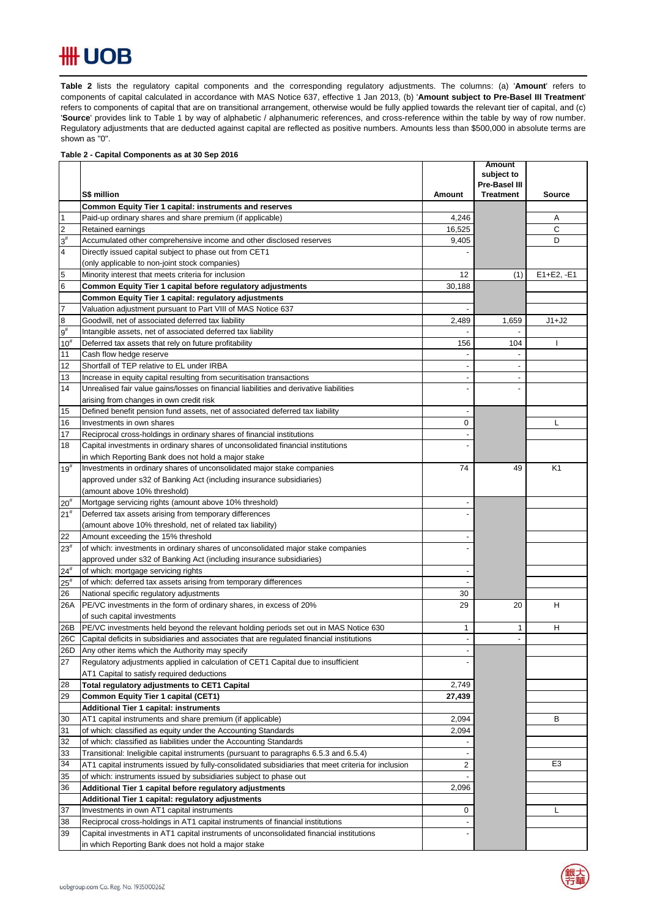**Table 2** lists the regulatory capital components and the corresponding regulatory adjustments. The columns: (a) '**Amount**' refers to components of capital calculated in accordance with MAS Notice 637, effective 1 Jan 2013, (b) '**Amount subject to Pre-Basel III Treatment**' refers to components of capital that are on transitional arrangement, otherwise would be fully applied towards the relevant tier of capital, and (c) '**Source**' provides link to Table 1 by way of alphabetic / alphanumeric references, and cross-reference within the table by way of row number. Regulatory adjustments that are deducted against capital are reflected as positive numbers. Amounts less than $500,000 in absolute terms are shown as "0".

**Table 2 - Capital Components as at 30 Sep 2016**

| | S$ million | Amount | Amount subject to Pre-Basel III Treatment | Source |
|---|---|---|---|---|
| | **Common Equity Tier 1 capital: instruments and reserves** | | | |
| 1 | Paid-up ordinary shares and share premium (if applicable) | 4,246 | | A |
| 2 | Retained earnings | 16,525 | | C |
| 3# | Accumulated other comprehensive income and other disclosed reserves | 9,405 | | D |
| 4 | Directly issued capital subject to phase out from CET1 (only applicable to non-joint stock companies) | - | | |
| 5 | Minority interest that meets criteria for inclusion | 12 | (1) | E1+E2, -E1 |
| 6 | **Common Equity Tier 1 capital before regulatory adjustments** | 30,188 | | |
| | **Common Equity Tier 1 capital: regulatory adjustments** | | | |
| 7 | Valuation adjustment pursuant to Part VIII of MAS Notice 637 | - | | |
| 8 | Goodwill, net of associated deferred tax liability | 2,489 | 1,659 | J1+J2 |
| 9# | Intangible assets, net of associated deferred tax liability | - | - | |
| 10# | Deferred tax assets that rely on future profitability | 156 | 104 | I |
| 11 | Cash flow hedge reserve | - | - | |
| 12 | Shortfall of TEP relative to EL under IRBA | - | - | |
| 13 | Increase in equity capital resulting from securitisation transactions | - | - | |
| 14 | Unrealised fair value gains/losses on financial liabilities and derivative liabilities arising from changes in own credit risk | - | - | |
| 15 | Defined benefit pension fund assets, net of associated deferred tax liability | - | | |
| 16 | Investments in own shares | 0 | | L |
| 17 | Reciprocal cross-holdings in ordinary shares of financial institutions | - | | |
| 18 | Capital investments in ordinary shares of unconsolidated financial institutions in which Reporting Bank does not hold a major stake | - | | |
| 19# | Investments in ordinary shares of unconsolidated major stake companies approved under s32 of Banking Act (including insurance subsidiaries) (amount above 10% threshold) | 74 | 49 | K1 |
| 20# | Mortgage servicing rights (amount above 10% threshold) | - | | |
| 21# | Deferred tax assets arising from temporary differences (amount above 10% threshold, net of related tax liability) | - | | |
| 22 | Amount exceeding the 15% threshold | - | | |
| 23# | of which: investments in ordinary shares of unconsolidated major stake companies approved under s32 of Banking Act (including insurance subsidiaries) | - | | |
| 24# | of which: mortgage servicing rights | - | | |
| 25# | of which: deferred tax assets arising from temporary differences | - | | |
| 26 | National specific regulatory adjustments | 30 | | |
| 26A | PE/VC investments in the form of ordinary shares, in excess of 20% of such capital investments | 29 | 20 | H |
| 26B | PE/VC investments held beyond the relevant holding periods set out in MAS Notice 630 | 1 | 1 | H |
| 26C | Capital deficits in subsidiaries and associates that are regulated financial institutions | - | - | |
| 26D | Any other items which the Authority may specify | - | | |
| 27 | Regulatory adjustments applied in calculation of CET1 Capital due to insufficient AT1 Capital to satisfy required deductions | - | | |
| 28 | **Total regulatory adjustments to CET1 Capital** | 2,749 | | |
| 29 | **Common Equity Tier 1 capital (CET1)** | **27,439** | | |
| | **Additional Tier 1 capital: instruments** | | | |
| 30 | AT1 capital instruments and share premium (if applicable) | 2,094 | | B |
| 31 | of which: classified as equity under the Accounting Standards | 2,094 | | |
| 32 | of which: classified as liabilities under the Accounting Standards | - | | |
| 33 | Transitional: Ineligible capital instruments (pursuant to paragraphs 6.5.3 and 6.5.4) | - | | |
| 34 | AT1 capital instruments issued by fully-consolidated subsidiaries that meet criteria for inclusion | 2 | | E3 |
| 35 | of which: instruments issued by subsidiaries subject to phase out | - | | |
| 36 | **Additional Tier 1 capital before regulatory adjustments** | 2,096 | | |
| | **Additional Tier 1 capital: regulatory adjustments** | | | |
| 37 | Investments in own AT1 capital instruments | 0 | | L |
| 38 | Reciprocal cross-holdings in AT1 capital instruments of financial institutions | - | | |
| 39 | Capital investments in AT1 capital instruments of unconsolidated financial institutions in which Reporting Bank does not hold a major stake | - | | |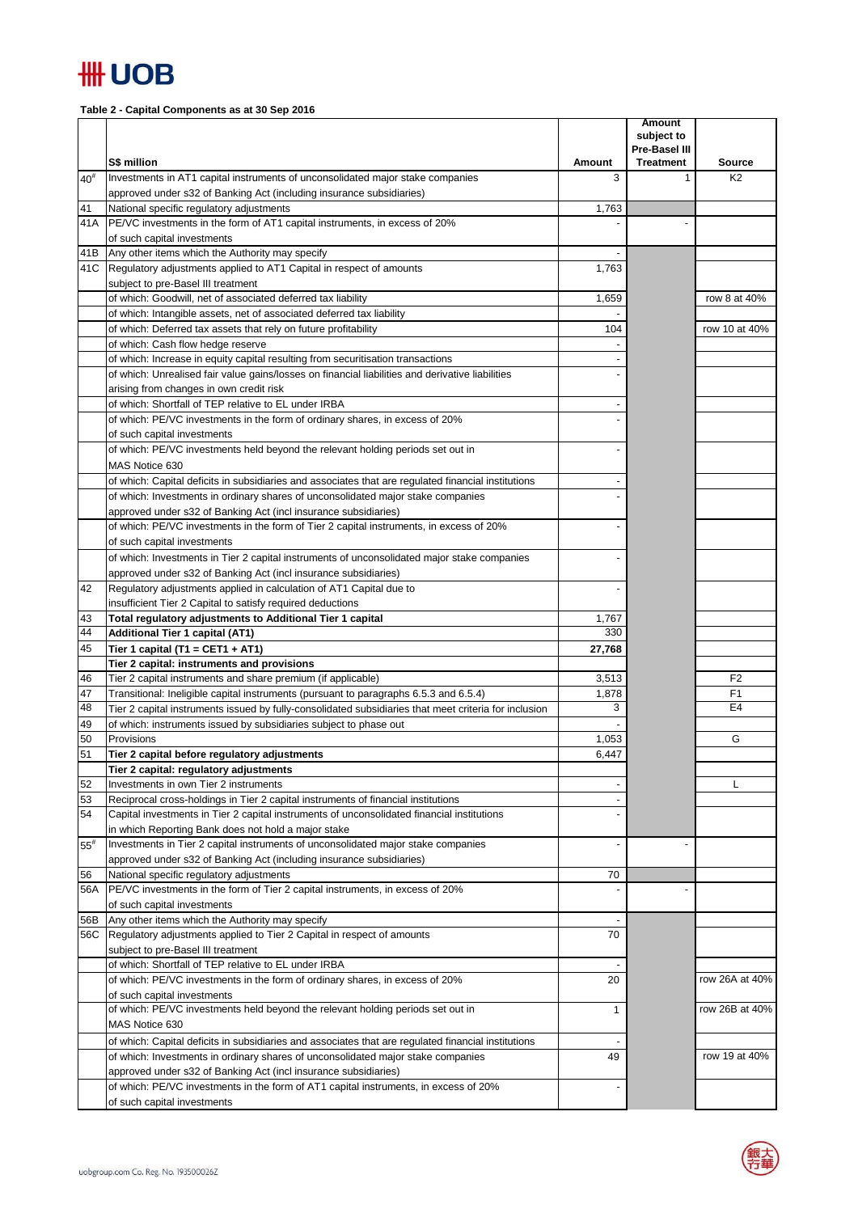**Table 2 - Capital Components as at 30 Sep 2016**

| | S$ million | Amount | Amount subject to Pre-Basel III Treatment | Source |
|---|---|---|---|---|
| 40# | Investments in AT1 capital instruments of unconsolidated major stake companies approved under s32 of Banking Act (including insurance subsidiaries) | 3 | 1 | K2 |
| 41 | National specific regulatory adjustments | 1,763 | | |
| 41A | PE/VC investments in the form of AT1 capital instruments, in excess of 20% of such capital investments | - | - | |
| 41B | Any other items which the Authority may specify | - | | |
| 41C | Regulatory adjustments applied to AT1 Capital in respect of amounts subject to pre-Basel III treatment | 1,763 | | |
| | of which: Goodwill, net of associated deferred tax liability | 1,659 | | row 8 at 40% |
| | of which: Intangible assets, net of associated deferred tax liability | - | | |
| | of which: Deferred tax assets that rely on future profitability | 104 | | row 10 at 40% |
| | of which: Cash flow hedge reserve | - | | |
| | of which: Increase in equity capital resulting from securitisation transactions | - | | |
| | of which: Unrealised fair value gains/losses on financial liabilities and derivative liabilities arising from changes in own credit risk | - | | |
| | of which: Shortfall of TEP relative to EL under IRBA | - | | |
| | of which: PE/VC investments in the form of ordinary shares, in excess of 20% of such capital investments | - | | |
| | of which: PE/VC investments held beyond the relevant holding periods set out in MAS Notice 630 | - | | |
| | of which: Capital deficits in subsidiaries and associates that are regulated financial institutions | - | | |
| | of which: Investments in ordinary shares of unconsolidated major stake companies approved under s32 of Banking Act (incl insurance subsidiaries) | - | | |
| | of which: PE/VC investments in the form of Tier 2 capital instruments, in excess of 20% of such capital investments | - | | |
| | of which: Investments in Tier 2 capital instruments of unconsolidated major stake companies approved under s32 of Banking Act (incl insurance subsidiaries) | - | | |
| 42 | Regulatory adjustments applied in calculation of AT1 Capital due to insufficient Tier 2 Capital to satisfy required deductions | - | | |
| 43 | **Total regulatory adjustments to Additional Tier 1 capital** | 1,767 | | |
| 44 | **Additional Tier 1 capital (AT1)** | 330 | | |
| 45 | **Tier 1 capital (T1 = CET1 + AT1)** | **27,768** | | |
| | **Tier 2 capital: instruments and provisions** | | | |
| 46 | Tier 2 capital instruments and share premium (if applicable) | 3,513 | | F2 |
| 47 | Transitional: Ineligible capital instruments (pursuant to paragraphs 6.5.3 and 6.5.4) | 1,878 | | F1 |
| 48 | Tier 2 capital instruments issued by fully-consolidated subsidiaries that meet criteria for inclusion | 3 | | E4 |
| 49 | of which: instruments issued by subsidiaries subject to phase out | - | | |
| 50 | Provisions | 1,053 | | G |
| 51 | **Tier 2 capital before regulatory adjustments** | 6,447 | | |
| | **Tier 2 capital: regulatory adjustments** | | | |
| 52 | Investments in own Tier 2 instruments | - | | L |
| 53 | Reciprocal cross-holdings in Tier 2 capital instruments of financial institutions | - | | |
| 54 | Capital investments in Tier 2 capital instruments of unconsolidated financial institutions in which Reporting Bank does not hold a major stake | - | | |
| 55# | Investments in Tier 2 capital instruments of unconsolidated major stake companies approved under s32 of Banking Act (including insurance subsidiaries) | - | - | |
| 56 | National specific regulatory adjustments | 70 | | |
| 56A | PE/VC investments in the form of Tier 2 capital instruments, in excess of 20% of such capital investments | - | - | |
| 56B | Any other items which the Authority may specify | - | | |
| 56C | Regulatory adjustments applied to Tier 2 Capital in respect of amounts subject to pre-Basel III treatment | 70 | | |
| | of which: Shortfall of TEP relative to EL under IRBA | - | | |
| | of which: PE/VC investments in the form of ordinary shares, in excess of 20% of such capital investments | 20 | | row 26A at 40% |
| | of which: PE/VC investments held beyond the relevant holding periods set out in MAS Notice 630 | 1 | | row 26B at 40% |
| | of which: Capital deficits in subsidiaries and associates that are regulated financial institutions | - | | |
| | of which: Investments in ordinary shares of unconsolidated major stake companies approved under s32 of Banking Act (incl insurance subsidiaries) | 49 | | row 19 at 40% |
| | of which: PE/VC investments in the form of AT1 capital instruments, in excess of 20% of such capital investments | - | | |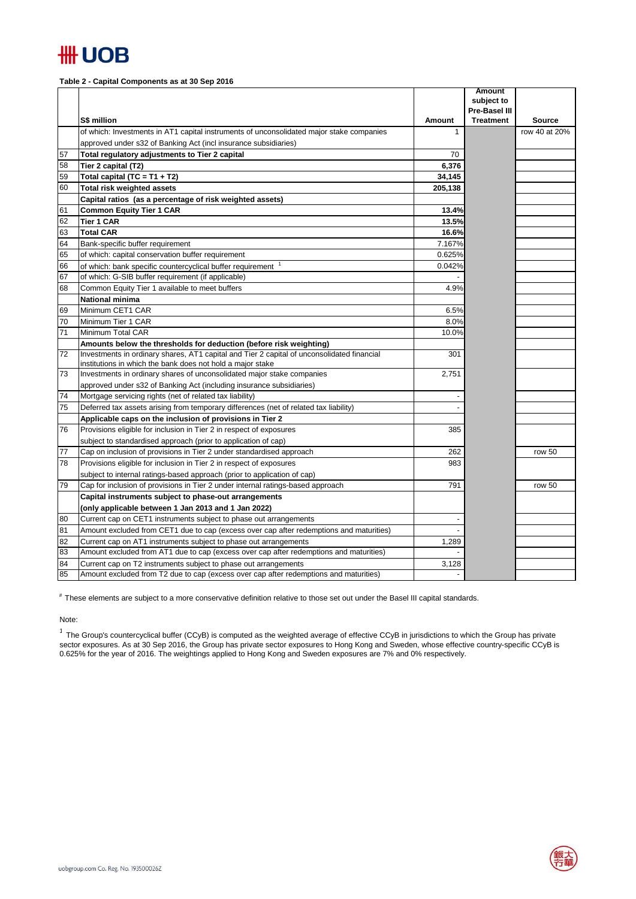**Table 2 - Capital Components as at 30 Sep 2016**

| | S$ million | Amount | Amount subject to Pre-Basel III Treatment | Source |
|---|---|---|---|---|
| | of which: Investments in AT1 capital instruments of unconsolidated major stake companies approved under s32 of Banking Act (incl insurance subsidiaries) | 1 | | row 40 at 20% |
| 57 | **Total regulatory adjustments to Tier 2 capital** | 70 | | |
| 58 | **Tier 2 capital (T2)** | **6,376** | | |
| 59 | **Total capital (TC = T1 + T2)** | **34,145** | | |
| 60 | **Total risk weighted assets** | **205,138** | | |
| | **Capital ratios (as a percentage of risk weighted assets)** | | | |
| 61 | **Common Equity Tier 1 CAR** | **13.4%** | | |
| 62 | **Tier 1 CAR** | **13.5%** | | |
| 63 | **Total CAR** | **16.6%** | | |
| 64 | Bank-specific buffer requirement | 7.167% | | |
| 65 | of which: capital conservation buffer requirement | 0.625% | | |
| 66 | of which: bank specific countercyclical buffer requirement [1] | 0.042% | | |
| 67 | of which: G-SIB buffer requirement (if applicable) | - | | |
| 68 | Common Equity Tier 1 available to meet buffers | 4.9% | | |
| | **National minima** | | | |
| 69 | Minimum CET1 CAR | 6.5% | | |
| 70 | Minimum Tier 1 CAR | 8.0% | | |
| 71 | Minimum Total CAR | 10.0% | | |
| | **Amounts below the thresholds for deduction (before risk weighting)** | | | |
| 72 | Investments in ordinary shares, AT1 capital and Tier 2 capital of unconsolidated financial institutions in which the bank does not hold a major stake | 301 | | |
| 73 | Investments in ordinary shares of unconsolidated major stake companies approved under s32 of Banking Act (including insurance subsidiaries) | 2,751 | | |
| 74 | Mortgage servicing rights (net of related tax liability) | - | | |
| 75 | Deferred tax assets arising from temporary differences (net of related tax liability) | - | | |
| | **Applicable caps on the inclusion of provisions in Tier 2** | | | |
| 76 | Provisions eligible for inclusion in Tier 2 in respect of exposures subject to standardised approach (prior to application of cap) | 385 | | |
| 77 | Cap on inclusion of provisions in Tier 2 under standardised approach | 262 | | row 50 |
| 78 | Provisions eligible for inclusion in Tier 2 in respect of exposures subject to internal ratings-based approach (prior to application of cap) | 983 | | |
| 79 | Cap for inclusion of provisions in Tier 2 under internal ratings-based approach | 791 | | row 50 |
| | **Capital instruments subject to phase-out arrangements (only applicable between 1 Jan 2013 and 1 Jan 2022)** | | | |
| 80 | Current cap on CET1 instruments subject to phase out arrangements | - | | |
| 81 | Amount excluded from CET1 due to cap (excess over cap after redemptions and maturities) | - | | |
| 82 | Current cap on AT1 instruments subject to phase out arrangements | 1,289 | | |
| 83 | Amount excluded from AT1 due to cap (excess over cap after redemptions and maturities) | - | | |
| 84 | Current cap on T2 instruments subject to phase out arrangements | 3,128 | | |
| 85 | Amount excluded from T2 due to cap (excess over cap after redemptions and maturities) | - | | |

[#] These elements are subject to a more conservative definition relative to those set out under the Basel III capital standards.

Note:

[1] The Group's countercyclical buffer (CCyB) is computed as the weighted average of effective CCyB in jurisdictions to which the Group has private sector exposures. As at 30 Sep 2016, the Group has private sector exposures to Hong Kong and Sweden, whose effective country-specific CCyB is 0.625% for the year of 2016. The weightings applied to Hong Kong and Sweden exposures are 7% and 0% respectively.